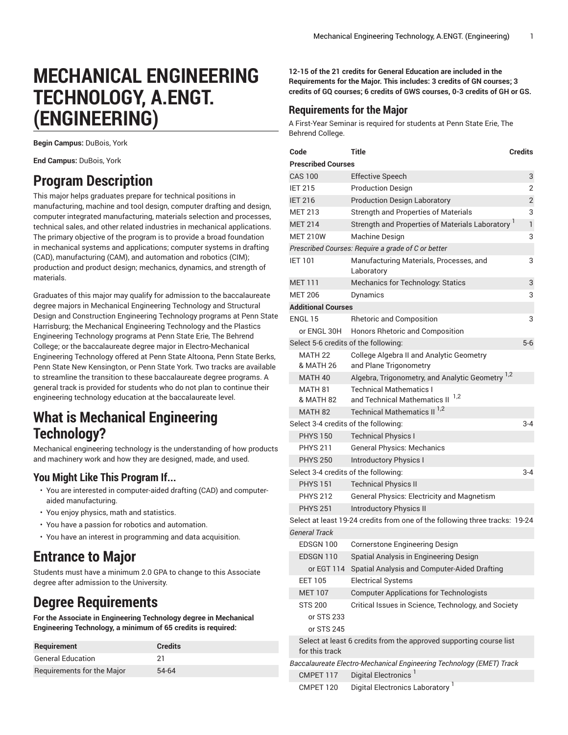# MECHANICAL ENGINEERING TECHNOLOGY, A.ENGT. (ENGINEERING)

**Begin Campus:** DuBois, York

**End Campus:** DuBois, York

# Program Description

This major helps graduates prepare for technical positions in manufacturing, machine and tool design, computer drafting and design, computer integrated manufacturing, materials selection and processes, technical sales, and other related industries in mechanical applications. The primary objective of the program is to provide a broad foundation in mechanical systems and applications; computer systems in drafting (CAD), manufacturing (CAM), and automation and robotics (CIM); production and product design; mechanics, dynamics, and strength of materials.

Graduates of this major may qualify for admission to the baccalaureate degree majors in Mechanical Engineering Technology and Structural Design and Construction Engineering Technology programs at Penn State Harrisburg; the Mechanical Engineering Technology and the Plastics Engineering Technology programs at Penn State Erie, The Behrend College; or the baccalaureate degree major in Electro-Mechanical Engineering Technology offered at Penn State Altoona, Penn State Berks, Penn State New Kensington, or Penn State York. Two tracks are available to streamline the transition to these baccalaureate degree programs. A general track is provided for students who do not plan to continue their engineering technology education at the baccalaureate level.

# What is Mechanical Engineering Technology?

Mechanical engineering technology is the understanding of how products and machinery work and how they are designed, made, and used.

## You Might Like This Program If...

- You are interested in computer-aided drafting (CAD) and computer-aided manufacturing.
- You enjoy physics, math and statistics.
- You have a passion for robotics and automation.
- You have an interest in programming and data acquisition.

# Entrance to Major

Students must have a minimum 2.0 GPA to change to this Associate degree after admission to the University.

# Degree Requirements

**For the Associate in Engineering Technology degree in Mechanical Engineering Technology, a minimum of 65 credits is required:**

| Requirement | Credits |
|---|---|
| General Education | 21 |
| Requirements for the Major | 54-64 |

**12-15 of the 21 credits for General Education are included in the Requirements for the Major. This includes: 3 credits of GN courses; 3 credits of GQ courses; 6 credits of GWS courses, 0-3 credits of GH or GS.**

## Requirements for the Major

A First-Year Seminar is required for students at Penn State Erie, The Behrend College.

| Code | Title | Credits |
|---|---|---|
| **Prescribed Courses** | | |
| CAS 100 | Effective Speech | 3 |
| IET 215 | Production Design | 2 |
| IET 216 | Production Design Laboratory | 2 |
| MET 213 | Strength and Properties of Materials | 3 |
| MET 214 | Strength and Properties of Materials Laboratory [1] | 1 |
| MET 210W | Machine Design | 3 |
| *Prescribed Courses: Require a grade of C or better* | | |
| IET 101 | Manufacturing Materials, Processes, and Laboratory | 3 |
| MET 111 | Mechanics for Technology: Statics | 3 |
| MET 206 | Dynamics | 3 |
| **Additional Courses** | | |
| ENGL 15 | Rhetoric and Composition | 3 |
| or ENGL 30H | Honors Rhetoric and Composition | |
| Select 5-6 credits of the following: | | 5-6 |
| MATH 22<br>& MATH 26 | College Algebra II and Analytic Geometry<br>and Plane Trigonometry | |
| MATH 40 | Algebra, Trigonometry, and Analytic Geometry [1,2] | |
| MATH 81<br>& MATH 82 | Technical Mathematics I<br>and Technical Mathematics II [1,2] | |
| MATH 82 | Technical Mathematics II [1,2] | |
| Select 3-4 credits of the following: | | 3-4 |
| PHYS 150 | Technical Physics I | |
| PHYS 211 | General Physics: Mechanics | |
| PHYS 250 | Introductory Physics I | |
| Select 3-4 credits of the following: | | 3-4 |
| PHYS 151 | Technical Physics II | |
| PHYS 212 | General Physics: Electricity and Magnetism | |
| PHYS 251 | Introductory Physics II | |
| Select at least 19-24 credits from one of the following three tracks: | | 19-24 |
| *General Track* | | |
| EDSGN 100 | Cornerstone Engineering Design | |
| EDSGN 110 | Spatial Analysis in Engineering Design | |
| or EGT 114 | Spatial Analysis and Computer-Aided Drafting | |
| EET 105 | Electrical Systems | |
| MET 107 | Computer Applications for Technologists | |
| STS 200<br>or STS 233<br>or STS 245 | Critical Issues in Science, Technology, and Society | |
| Select at least 6 credits from the approved supporting course list for this track | | |
| *Baccalaureate Electro-Mechanical Engineering Technology (EMET) Track* | | |
| CMPET 117 | Digital Electronics [1] | |
| CMPET 120 | Digital Electronics Laboratory [1] | |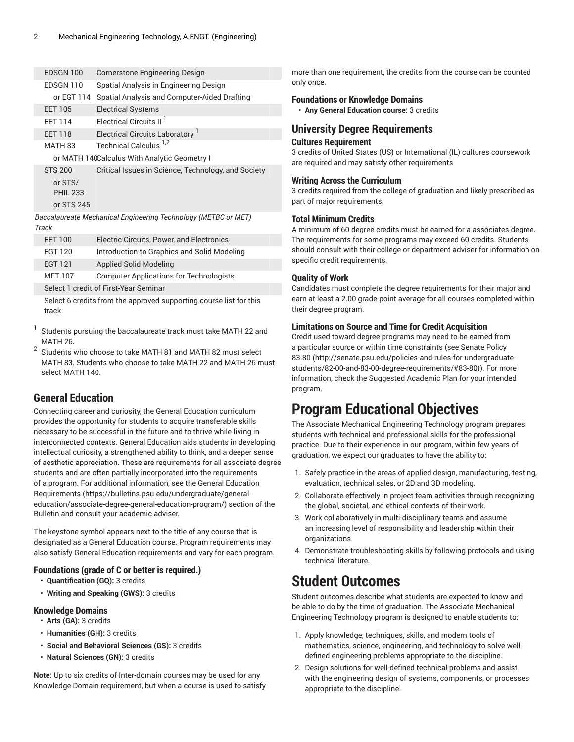| | |
|---|---|
| EDSGN 100 | Cornerstone Engineering Design |
| EDSGN 110 | Spatial Analysis in Engineering Design |
| or EGT 114 | Spatial Analysis and Computer-Aided Drafting |
| EET 105 | Electrical Systems |
| EET 114 | Electrical Circuits II [1] |
| EET 118 | Electrical Circuits Laboratory [1] |
| MATH 83 | Technical Calculus [1,2] |
| or MATH 140 | Calculus With Analytic Geometry I |
| STS 200 or STS/PHIL 233 or STS 245 | Critical Issues in Science, Technology, and Society |

*Baccalaureate Mechanical Engineering Technology (METBC or MET) Track*

| | |
|---|---|
| EET 100 | Electric Circuits, Power, and Electronics |
| EGT 120 | Introduction to Graphics and Solid Modeling |
| EGT 121 | Applied Solid Modeling |
| MET 107 | Computer Applications for Technologists |
| Select 1 credit of First-Year Seminar | |
| Select 6 credits from the approved supporting course list for this track | |

1. Students pursuing the baccalaureate track must take MATH 22 and MATH 26**.**
2. Students who choose to take MATH 81 and MATH 82 must select MATH 83. Students who choose to take MATH 22 and MATH 26 must select MATH 140.

## General Education

Connecting career and curiosity, the General Education curriculum provides the opportunity for students to acquire transferable skills necessary to be successful in the future and to thrive while living in interconnected contexts. General Education aids students in developing intellectual curiosity, a strengthened ability to think, and a deeper sense of aesthetic appreciation. These are requirements for all associate degree students and are often partially incorporated into the requirements of a program. For additional information, see the General Education Requirements (https://bulletins.psu.edu/undergraduate/general-education/associate-degree-general-education-program/) section of the Bulletin and consult your academic adviser.

The keystone symbol appears next to the title of any course that is designated as a General Education course. Program requirements may also satisfy General Education requirements and vary for each program.

### Foundations (grade of C or better is required.)

- **Quantification (GQ):** 3 credits
- **Writing and Speaking (GWS):** 3 credits

### Knowledge Domains

- **Arts (GA):** 3 credits
- **Humanities (GH):** 3 credits
- **Social and Behavioral Sciences (GS):** 3 credits
- **Natural Sciences (GN):** 3 credits

**Note:** Up to six credits of Inter-domain courses may be used for any Knowledge Domain requirement, but when a course is used to satisfy more than one requirement, the credits from the course can be counted only once.

### Foundations or Knowledge Domains

- **Any General Education course:** 3 credits

## University Degree Requirements

### Cultures Requirement

3 credits of United States (US) or International (IL) cultures coursework are required and may satisfy other requirements

### Writing Across the Curriculum

3 credits required from the college of graduation and likely prescribed as part of major requirements.

### Total Minimum Credits

A minimum of 60 degree credits must be earned for a associates degree. The requirements for some programs may exceed 60 credits. Students should consult with their college or department adviser for information on specific credit requirements.

### Quality of Work

Candidates must complete the degree requirements for their major and earn at least a 2.00 grade-point average for all courses completed within their degree program.

### Limitations on Source and Time for Credit Acquisition

Credit used toward degree programs may need to be earned from a particular source or within time constraints (see Senate Policy 83-80 (http://senate.psu.edu/policies-and-rules-for-undergraduate-students/82-00-and-83-00-degree-requirements/#83-80)). For more information, check the Suggested Academic Plan for your intended program.

# Program Educational Objectives

The Associate Mechanical Engineering Technology program prepares students with technical and professional skills for the professional practice. Due to their experience in our program, within few years of graduation, we expect our graduates to have the ability to:

1. Safely practice in the areas of applied design, manufacturing, testing, evaluation, technical sales, or 2D and 3D modeling.
2. Collaborate effectively in project team activities through recognizing the global, societal, and ethical contexts of their work.
3. Work collaboratively in multi-disciplinary teams and assume an increasing level of responsibility and leadership within their organizations.
4. Demonstrate troubleshooting skills by following protocols and using technical literature.

# Student Outcomes

Student outcomes describe what students are expected to know and be able to do by the time of graduation. The Associate Mechanical Engineering Technology program is designed to enable students to:

1. Apply knowledge, techniques, skills, and modern tools of mathematics, science, engineering, and technology to solve well-defined engineering problems appropriate to the discipline.
2. Design solutions for well-defined technical problems and assist with the engineering design of systems, components, or processes appropriate to the discipline.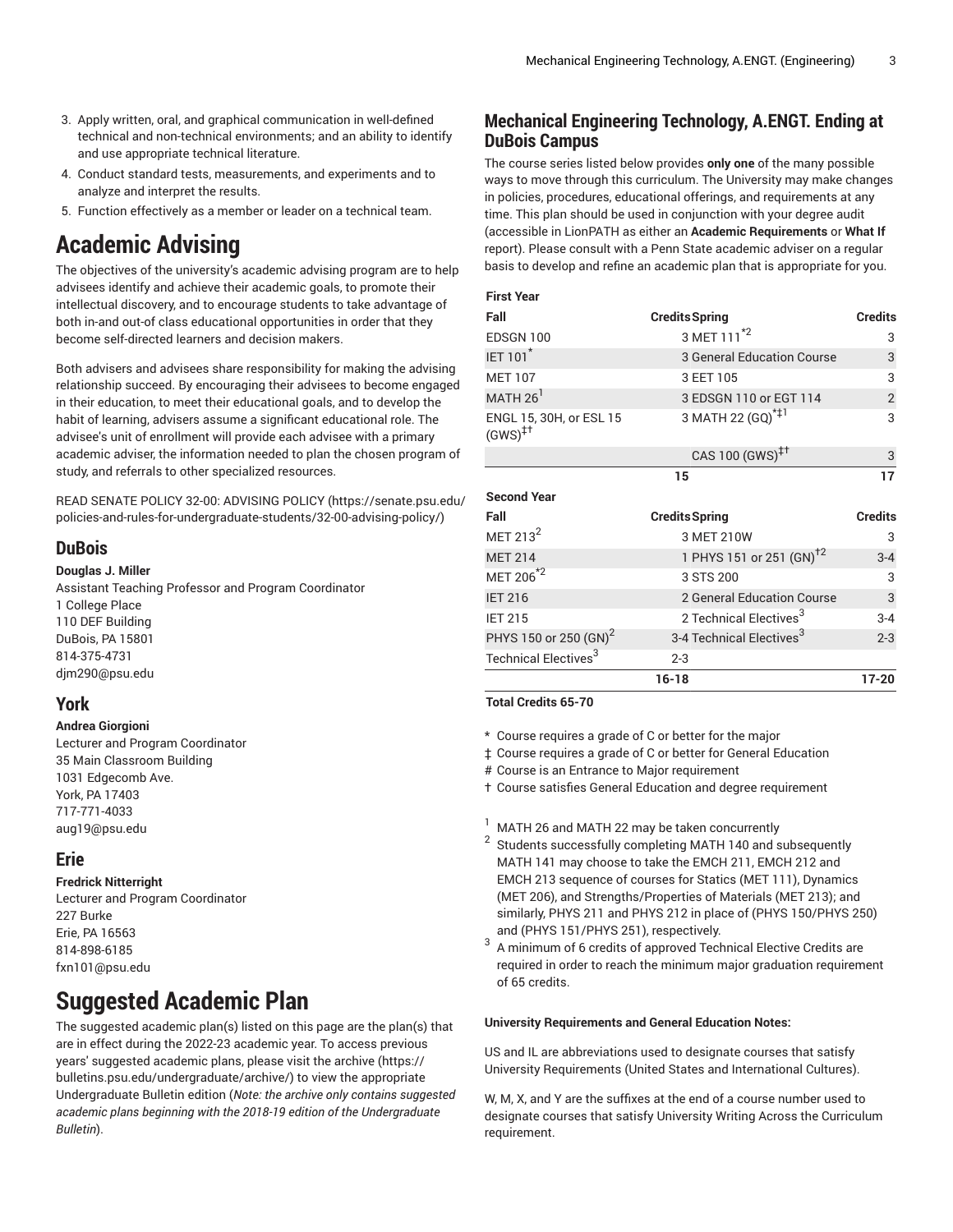3. Apply written, oral, and graphical communication in well-defined technical and non-technical environments; and an ability to identify and use appropriate technical literature.
4. Conduct standard tests, measurements, and experiments and to analyze and interpret the results.
5. Function effectively as a member or leader on a technical team.

# Academic Advising

The objectives of the university's academic advising program are to help advisees identify and achieve their academic goals, to promote their intellectual discovery, and to encourage students to take advantage of both in-and out-of class educational opportunities in order that they become self-directed learners and decision makers.

Both advisers and advisees share responsibility for making the advising relationship succeed. By encouraging their advisees to become engaged in their education, to meet their educational goals, and to develop the habit of learning, advisers assume a significant educational role. The advisee's unit of enrollment will provide each advisee with a primary academic adviser, the information needed to plan the chosen program of study, and referrals to other specialized resources.

READ SENATE POLICY 32-00: ADVISING POLICY (https://senate.psu.edu/policies-and-rules-for-undergraduate-students/32-00-advising-policy/)

## DuBois

**Douglas J. Miller**
Assistant Teaching Professor and Program Coordinator
1 College Place
110 DEF Building
DuBois, PA 15801
814-375-4731
djm290@psu.edu

## York

**Andrea Giorgioni**
Lecturer and Program Coordinator
35 Main Classroom Building
1031 Edgecomb Ave.
York, PA 17403
717-771-4033
aug19@psu.edu

## Erie

**Fredrick Nitterright**
Lecturer and Program Coordinator
227 Burke
Erie, PA 16563
814-898-6185
fxn101@psu.edu

# Suggested Academic Plan

The suggested academic plan(s) listed on this page are the plan(s) that are in effect during the 2022-23 academic year. To access previous years' suggested academic plans, please visit the archive (https://bulletins.psu.edu/undergraduate/archive/) to view the appropriate Undergraduate Bulletin edition (*Note: the archive only contains suggested academic plans beginning with the 2018-19 edition of the Undergraduate Bulletin*).

## Mechanical Engineering Technology, A.ENGT. Ending at DuBois Campus

The course series listed below provides **only one** of the many possible ways to move through this curriculum. The University may make changes in policies, procedures, educational offerings, and requirements at any time. This plan should be used in conjunction with your degree audit (accessible in LionPATH as either an **Academic Requirements** or **What If** report). Please consult with a Penn State academic adviser on a regular basis to develop and refine an academic plan that is appropriate for you.

| First Year | | | |
|---|---|---|---|
| **Fall** | **Credits** | **Spring** | **Credits** |
| EDSGN 100 | 3 | MET 111*[2] | 3 |
| IET 101* | 3 | General Education Course | 3 |
| MET 107 | 3 | EET 105 | 3 |
| MATH 26[1] | 3 | EDSGN 110 or EGT 114 | 2 |
| ENGL 15, 30H, or ESL 15 (GWS)‡† | 3 | MATH 22 (GQ)*‡[1] | 3 |
| | | CAS 100 (GWS)‡† | 3 |
| | 15 | | 17 |
| **Second Year** | | | |
| **Fall** | **Credits** | **Spring** | **Credits** |
| MET 213[2] | 3 | MET 210W | 3 |
| MET 214 | 1 | PHYS 151 or 251 (GN)†[2] | 3-4 |
| MET 206*[2] | 3 | STS 200 | 3 |
| IET 216 | 2 | General Education Course | 3 |
| IET 215 | 2 | Technical Electives[3] | 3-4 |
| PHYS 150 or 250 (GN)[2] | 3-4 | Technical Electives[3] | 2-3 |
| Technical Electives[3] | 2-3 | | |
| | 16-18 | | 17-20 |

**Total Credits 65-70**

\* Course requires a grade of C or better for the major
‡ Course requires a grade of C or better for General Education
\# Course is an Entrance to Major requirement
† Course satisfies General Education and degree requirement

1. MATH 26 and MATH 22 may be taken concurrently
2. Students successfully completing MATH 140 and subsequently MATH 141 may choose to take the EMCH 211, EMCH 212 and EMCH 213 sequence of courses for Statics (MET 111), Dynamics (MET 206), and Strengths/Properties of Materials (MET 213); and similarly, PHYS 211 and PHYS 212 in place of (PHYS 150/PHYS 250) and (PHYS 151/PHYS 251), respectively.
3. A minimum of 6 credits of approved Technical Elective Credits are required in order to reach the minimum major graduation requirement of 65 credits.

**University Requirements and General Education Notes:**

US and IL are abbreviations used to designate courses that satisfy University Requirements (United States and International Cultures).

W, M, X, and Y are the suffixes at the end of a course number used to designate courses that satisfy University Writing Across the Curriculum requirement.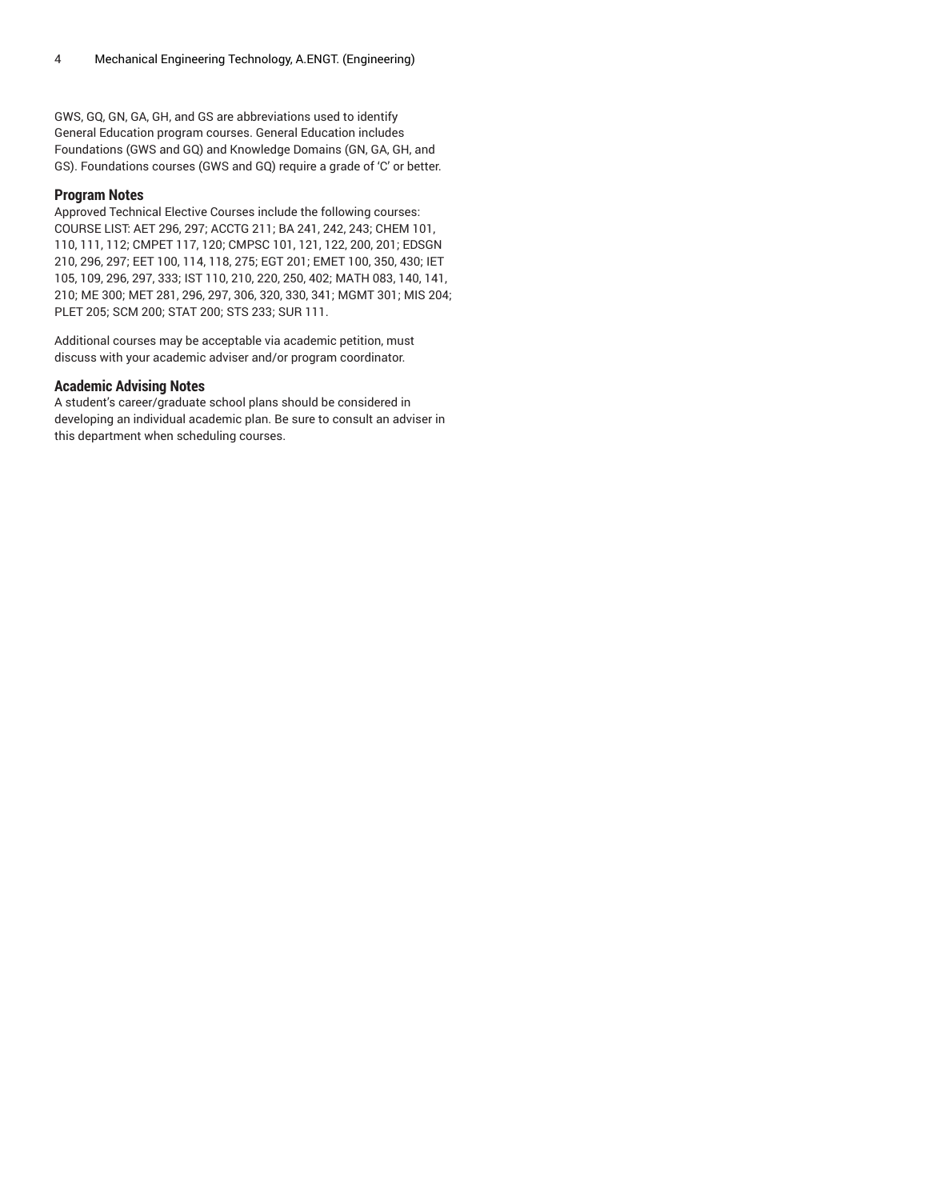GWS, GQ, GN, GA, GH, and GS are abbreviations used to identify General Education program courses. General Education includes Foundations (GWS and GQ) and Knowledge Domains (GN, GA, GH, and GS). Foundations courses (GWS and GQ) require a grade of 'C' or better.

### Program Notes

Approved Technical Elective Courses include the following courses: COURSE LIST: AET 296, 297; ACCTG 211; BA 241, 242, 243; CHEM 101, 110, 111, 112; CMPET 117, 120; CMPSC 101, 121, 122, 200, 201; EDSGN 210, 296, 297; EET 100, 114, 118, 275; EGT 201; EMET 100, 350, 430; IET 105, 109, 296, 297, 333; IST 110, 210, 220, 250, 402; MATH 083, 140, 141, 210; ME 300; MET 281, 296, 297, 306, 320, 330, 341; MGMT 301; MIS 204; PLET 205; SCM 200; STAT 200; STS 233; SUR 111.

Additional courses may be acceptable via academic petition, must discuss with your academic adviser and/or program coordinator.

### Academic Advising Notes

A student's career/graduate school plans should be considered in developing an individual academic plan. Be sure to consult an adviser in this department when scheduling courses.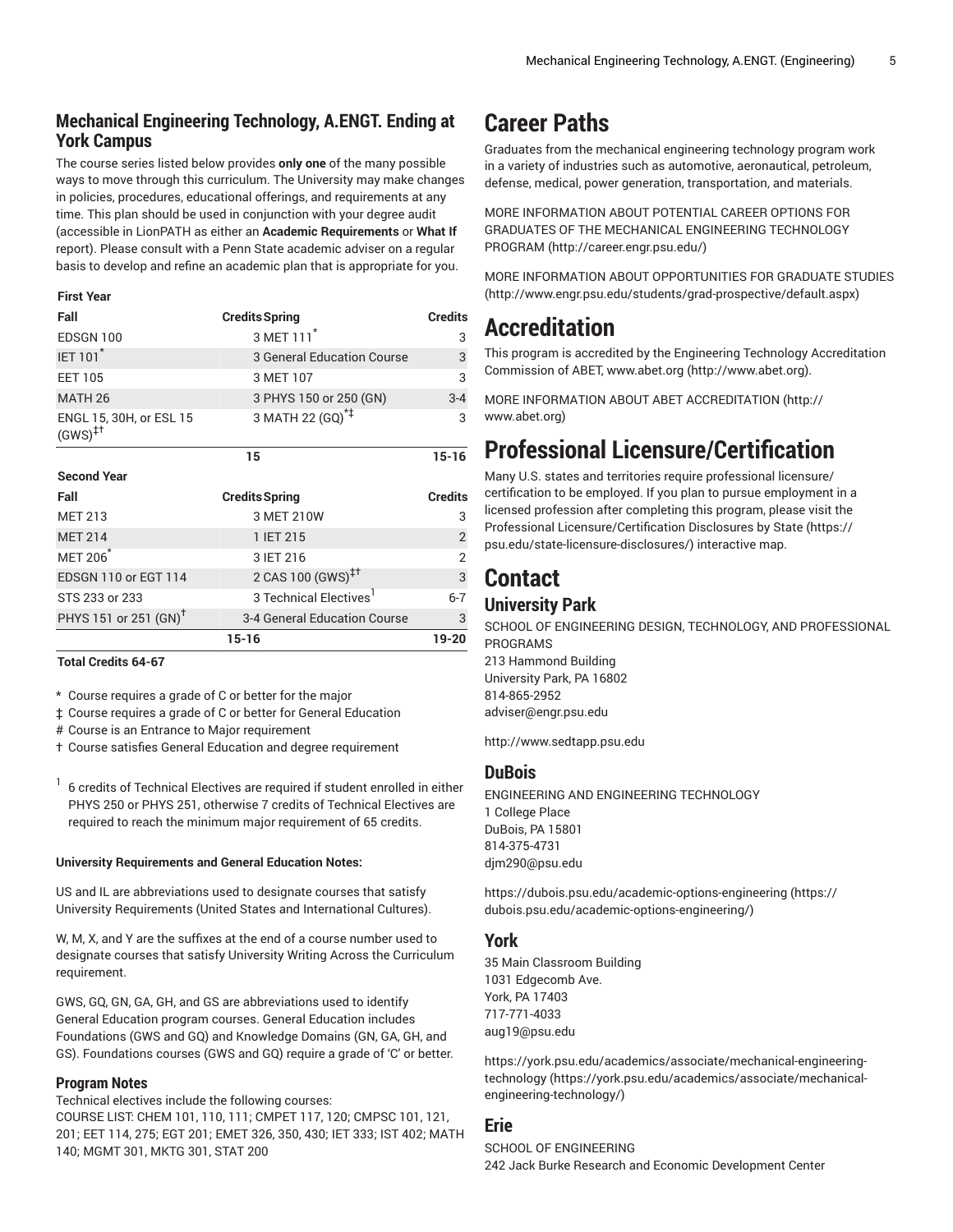## Mechanical Engineering Technology, A.ENGT. Ending at York Campus

The course series listed below provides **only one** of the many possible ways to move through this curriculum. The University may make changes in policies, procedures, educational offerings, and requirements at any time. This plan should be used in conjunction with your degree audit (accessible in LionPATH as either an **Academic Requirements** or **What If** report). Please consult with a Penn State academic adviser on a regular basis to develop and refine an academic plan that is appropriate for you.

| First Year | | | |
|---|---|---|---|
| Fall | Credits | Spring | Credits |
| EDSGN 100 | 3 | MET 111* | 3 |
| IET 101* | 3 | General Education Course | 3 |
| EET 105 | 3 | MET 107 | 3 |
| MATH 26 | 3 | PHYS 150 or 250 (GN) | 3-4 |
| ENGL 15, 30H, or ESL 15 (GWS)‡† | 3 | MATH 22 (GQ)*‡ | 3 |
| | 15 | | 15-16 |
| **Second Year** | | | |
| Fall | Credits | Spring | Credits |
| MET 213 | 3 | MET 210W | 3 |
| MET 214 | 1 | IET 215 | 2 |
| MET 206* | 3 | IET 216 | 2 |
| EDSGN 110 or EGT 114 | 2 | CAS 100 (GWS)‡† | 3 |
| STS 233 or 233 | 3 | Technical Electives[1] | 6-7 |
| PHYS 151 or 251 (GN)† | 3-4 | General Education Course | 3 |
| | 15-16 | | 19-20 |

**Total Credits 64-67**

\* Course requires a grade of C or better for the major

‡ Course requires a grade of C or better for General Education

\# Course is an Entrance to Major requirement

† Course satisfies General Education and degree requirement

[1] 6 credits of Technical Electives are required if student enrolled in either PHYS 250 or PHYS 251, otherwise 7 credits of Technical Electives are required to reach the minimum major requirement of 65 credits.

**University Requirements and General Education Notes:**

US and IL are abbreviations used to designate courses that satisfy University Requirements (United States and International Cultures).

W, M, X, and Y are the suffixes at the end of a course number used to designate courses that satisfy University Writing Across the Curriculum requirement.

GWS, GQ, GN, GA, GH, and GS are abbreviations used to identify General Education program courses. General Education includes Foundations (GWS and GQ) and Knowledge Domains (GN, GA, GH, and GS). Foundations courses (GWS and GQ) require a grade of 'C' or better.

### Program Notes

Technical electives include the following courses:
COURSE LIST: CHEM 101, 110, 111; CMPET 117, 120; CMPSC 101, 121, 201; EET 114, 275; EGT 201; EMET 326, 350, 430; IET 333; IST 402; MATH 140; MGMT 301, MKTG 301, STAT 200

# Career Paths

Graduates from the mechanical engineering technology program work in a variety of industries such as automotive, aeronautical, petroleum, defense, medical, power generation, transportation, and materials.

MORE INFORMATION ABOUT POTENTIAL CAREER OPTIONS FOR GRADUATES OF THE MECHANICAL ENGINEERING TECHNOLOGY PROGRAM (http://career.engr.psu.edu/)

MORE INFORMATION ABOUT OPPORTUNITIES FOR GRADUATE STUDIES (http://www.engr.psu.edu/students/grad-prospective/default.aspx)

# Accreditation

This program is accredited by the Engineering Technology Accreditation Commission of ABET, www.abet.org (http://www.abet.org).

MORE INFORMATION ABOUT ABET ACCREDITATION (http://www.abet.org)

# Professional Licensure/Certification

Many U.S. states and territories require professional licensure/certification to be employed. If you plan to pursue employment in a licensed profession after completing this program, please visit the Professional Licensure/Certification Disclosures by State (https://psu.edu/state-licensure-disclosures/) interactive map.

# Contact

## University Park

SCHOOL OF ENGINEERING DESIGN, TECHNOLOGY, AND PROFESSIONAL PROGRAMS
213 Hammond Building
University Park, PA 16802
814-865-2952
adviser@engr.psu.edu

http://www.sedtapp.psu.edu

### DuBois

ENGINEERING AND ENGINEERING TECHNOLOGY
1 College Place
DuBois, PA 15801
814-375-4731
djm290@psu.edu

https://dubois.psu.edu/academic-options-engineering (https://dubois.psu.edu/academic-options-engineering/)

### York

35 Main Classroom Building
1031 Edgecomb Ave.
York, PA 17403
717-771-4033
aug19@psu.edu

https://york.psu.edu/academics/associate/mechanical-engineering-technology (https://york.psu.edu/academics/associate/mechanical-engineering-technology/)

### Erie

SCHOOL OF ENGINEERING
242 Jack Burke Research and Economic Development Center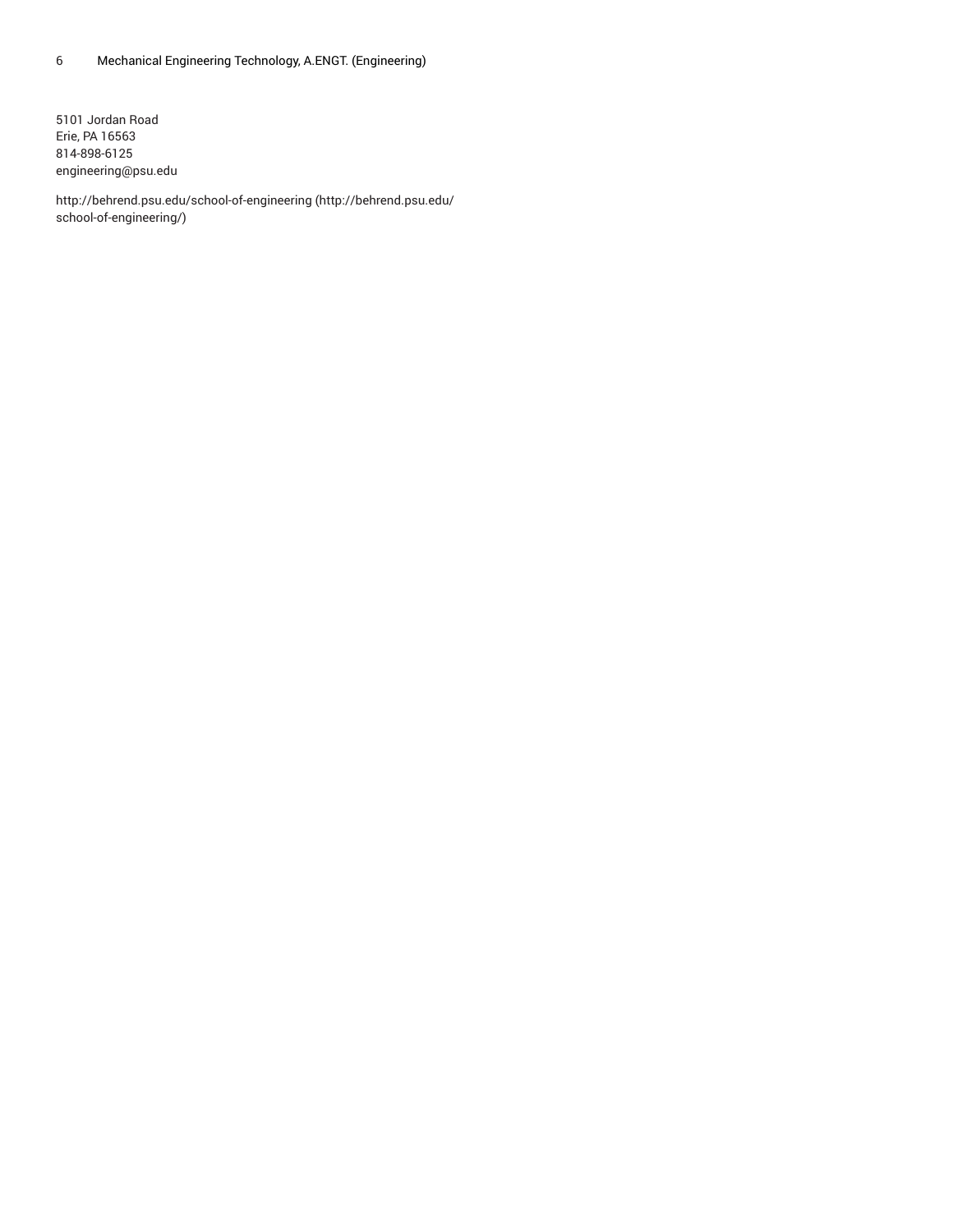5101 Jordan Road
Erie, PA 16563
814-898-6125
engineering@psu.edu

http://behrend.psu.edu/school-of-engineering (http://behrend.psu.edu/school-of-engineering/)